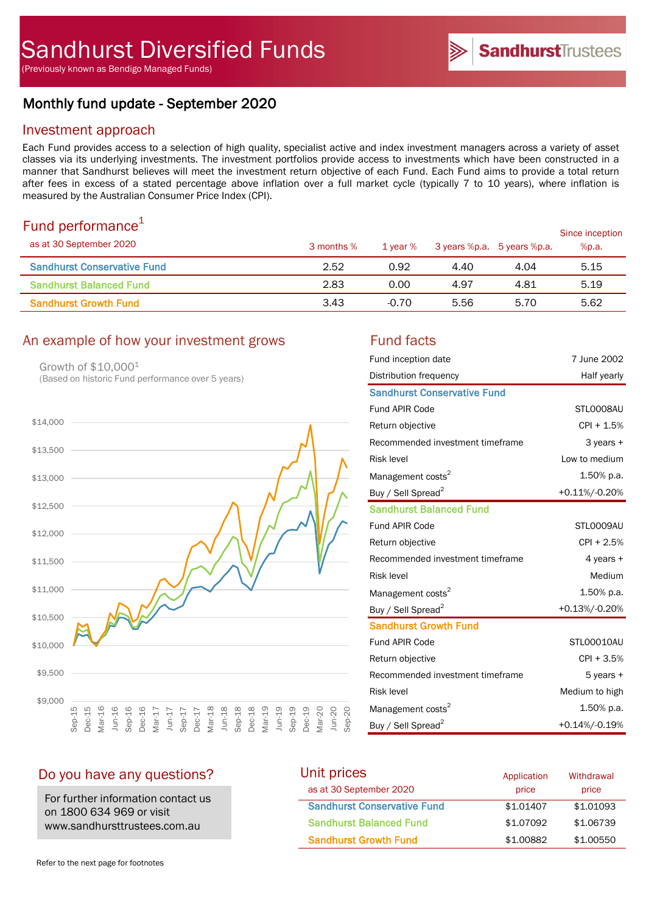# Sandhurst Diversified Funds

(Previously known as Bendigo Managed Funds)

SandhurstTrustees

## Monthly fund update - September 2020

## Investment approach

Each Fund provides access to a selection of high quality, specialist active and index investment managers across a variety of asset classes via its underlying investments. The investment portfolios provide access to investments which have been constructed in a manner that Sandhurst believes will meet the investment return objective of each Fund. Each Fund aims to provide a total return after fees in excess of a stated percentage above inflation over a full market cycle (typically 7 to 10 years), where inflation is measured by the Australian Consumer Price Index (CPI).

## Fund performance[1]

as at 30 September 2020

| | 3 months % | 1 year % | 3 years %p.a. | 5 years %p.a. | Since inception %p.a. |
|---|---|---|---|---|---|
| Sandhurst Conservative Fund | 2.52 | 0.92 | 4.40 | 4.04 | 5.15 |
| Sandhurst Balanced Fund | 2.83 | 0.00 | 4.97 | 4.81 | 5.19 |
| Sandhurst Growth Fund | 3.43 | -0.70 | 5.56 | 5.70 | 5.62 |

## An example of how your investment grows

Growth of $10,000[1]
(Based on historic Fund performance over 5 years)

## Fund facts

| | |
|---|---|
| Fund inception date | 7 June 2002 |
| Distribution frequency | Half yearly |
| **Sandhurst Conservative Fund** | |
| Fund APIR Code | STL0008AU |
| Return objective | CPI + 1.5% |
| Recommended investment timeframe | 3 years + |
| Risk level | Low to medium |
| Management costs[2] | 1.50% p.a. |
| Buy / Sell Spread[2] | +0.11%/-0.20% |
| **Sandhurst Balanced Fund** | |
| Fund APIR Code | STL0009AU |
| Return objective | CPI + 2.5% |
| Recommended investment timeframe | 4 years + |
| Risk level | Medium |
| Management costs[2] | 1.50% p.a. |
| Buy / Sell Spread[2] | +0.13%/-0.20% |
| **Sandhurst Growth Fund** | |
| Fund APIR Code | STL00010AU |
| Return objective | CPI + 3.5% |
| Recommended investment timeframe | 5 years + |
| Risk level | Medium to high |
| Management costs[2] | 1.50% p.a. |
| Buy / Sell Spread[2] | +0.14%/-0.19% |

## Do you have any questions?

For further information contact us on 1800 634 969 or visit www.sandhursttrustees.com.au

## Unit prices

as at 30 September 2020

| | Application price | Withdrawal price |
|---|---|---|
| Sandhurst Conservative Fund | $1.01407 | $1.01093 |
| Sandhurst Balanced Fund | $1.07092 | $1.06739 |
| Sandhurst Growth Fund | $1.00882 | $1.00550 |

Refer to the next page for footnotes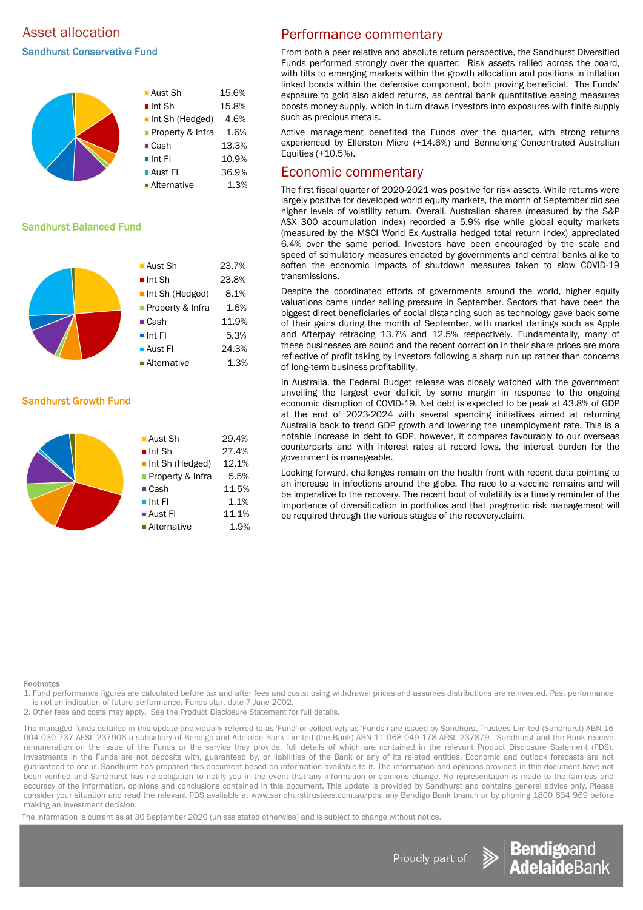## Asset allocation

### Sandhurst Conservative Fund

Aust Sh 15.6%
Int Sh 15.8%
Int Sh (Hedged) 4.6%
Property & Infra 1.6%
Cash 13.3%
Int FI 10.9%
Aust FI 36.9%
Alternative 1.3%

### Sandhurst Balanced Fund

Aust Sh 23.7%
Int Sh 23.8%
Int Sh (Hedged) 8.1%
Property & Infra 1.6%
Cash 11.9%
Int FI 5.3%
Aust FI 24.3%
Alternative 1.3%

### Sandhurst Growth Fund

Aust Sh 29.4%
Int Sh 27.4%
Int Sh (Hedged) 12.1%
Property & Infra 5.5%
Cash 11.5%
Int FI 1.1%
Aust FI 11.1%
Alternative 1.9%

## Performance commentary

From both a peer relative and absolute return perspective, the Sandhurst Diversified Funds performed strongly over the quarter. Risk assets rallied across the board, with tilts to emerging markets within the growth allocation and positions in inflation linked bonds within the defensive component, both proving beneficial. The Funds' exposure to gold also aided returns, as central bank quantitative easing measures boosts money supply, which in turn draws investors into exposures with finite supply such as precious metals.

Active management benefited the Funds over the quarter, with strong returns experienced by Ellerston Micro (+14.6%) and Bennelong Concentrated Australian Equities (+10.5%).

## Economic commentary

The first fiscal quarter of 2020-2021 was positive for risk assets. While returns were largely positive for developed world equity markets, the month of September did see higher levels of volatility return. Overall, Australian shares (measured by the S&P ASX 300 accumulation index) recorded a 5.9% rise while global equity markets (measured by the MSCI World Ex Australia hedged total return index) appreciated 6.4% over the same period. Investors have been encouraged by the scale and speed of stimulatory measures enacted by governments and central banks alike to soften the economic impacts of shutdown measures taken to slow COVID-19 transmissions.

Despite the coordinated efforts of governments around the world, higher equity valuations came under selling pressure in September. Sectors that have been the biggest direct beneficiaries of social distancing such as technology gave back some of their gains during the month of September, with market darlings such as Apple and Afterpay retracing 13.7% and 12.5% respectively. Fundamentally, many of these businesses are sound and the recent correction in their share prices are more reflective of profit taking by investors following a sharp run up rather than concerns of long-term business profitability.

In Australia, the Federal Budget release was closely watched with the government unveiling the largest ever deficit by some margin in response to the ongoing economic disruption of COVID-19. Net debt is expected to be peak at 43.8% of GDP at the end of 2023-2024 with several spending initiatives aimed at returning Australia back to trend GDP growth and lowering the unemployment rate. This is a notable increase in debt to GDP, however, it compares favourably to our overseas counterparts and with interest rates at record lows, the interest burden for the government is manageable.

Looking forward, challenges remain on the health front with recent data pointing to an increase in infections around the globe. The race to a vaccine remains and will be imperative to the recovery. The recent bout of volatility is a timely reminder of the importance of diversification in portfolios and that pragmatic risk management will be required through the various stages of the recovery.claim.

#### Footnotes

1. Fund performance figures are calculated before tax and after fees and costs; using withdrawal prices and assumes distributions are reinvested. Past performance is not an indication of future performance. Funds start date 7 June 2002.
2. Other fees and costs may apply. See the Product Disclosure Statement for full details.

The managed funds detailed in this update (individually referred to as 'Fund' or collectively as 'Funds') are issued by Sandhurst Trustees Limited (Sandhurst) ABN 16 004 030 737 AFSL 237906 a subsidiary of Bendigo and Adelaide Bank Limited (the Bank) ABN 11 068 049 178 AFSL 237879. Sandhurst and the Bank receive remuneration on the issue of the Funds or the service they provide, full details of which are contained in the relevant Product Disclosure Statement (PDS). Investments in the Funds are not deposits with, guaranteed by, or liabilities of the Bank or any of its related entities. Economic and outlook forecasts are not guaranteed to occur. Sandhurst has prepared this document based on information available to it. The information and opinions provided in this document have not been verified and Sandhurst has no obligation to notify you in the event that any information or opinions change. No representation is made to the fairness and accuracy of the information, opinions and conclusions contained in this document. This update is provided by Sandhurst and contains general advice only. Please consider your situation and read the relevant PDS available at www.sandhursttrustees.com.au/pds, any Bendigo Bank branch or by phoning 1800 634 969 before making an investment decision.

The information is current as at 30 September 2020 (unless stated otherwise) and is subject to change without notice.

Proudly part of Bendigo and Adelaide Bank